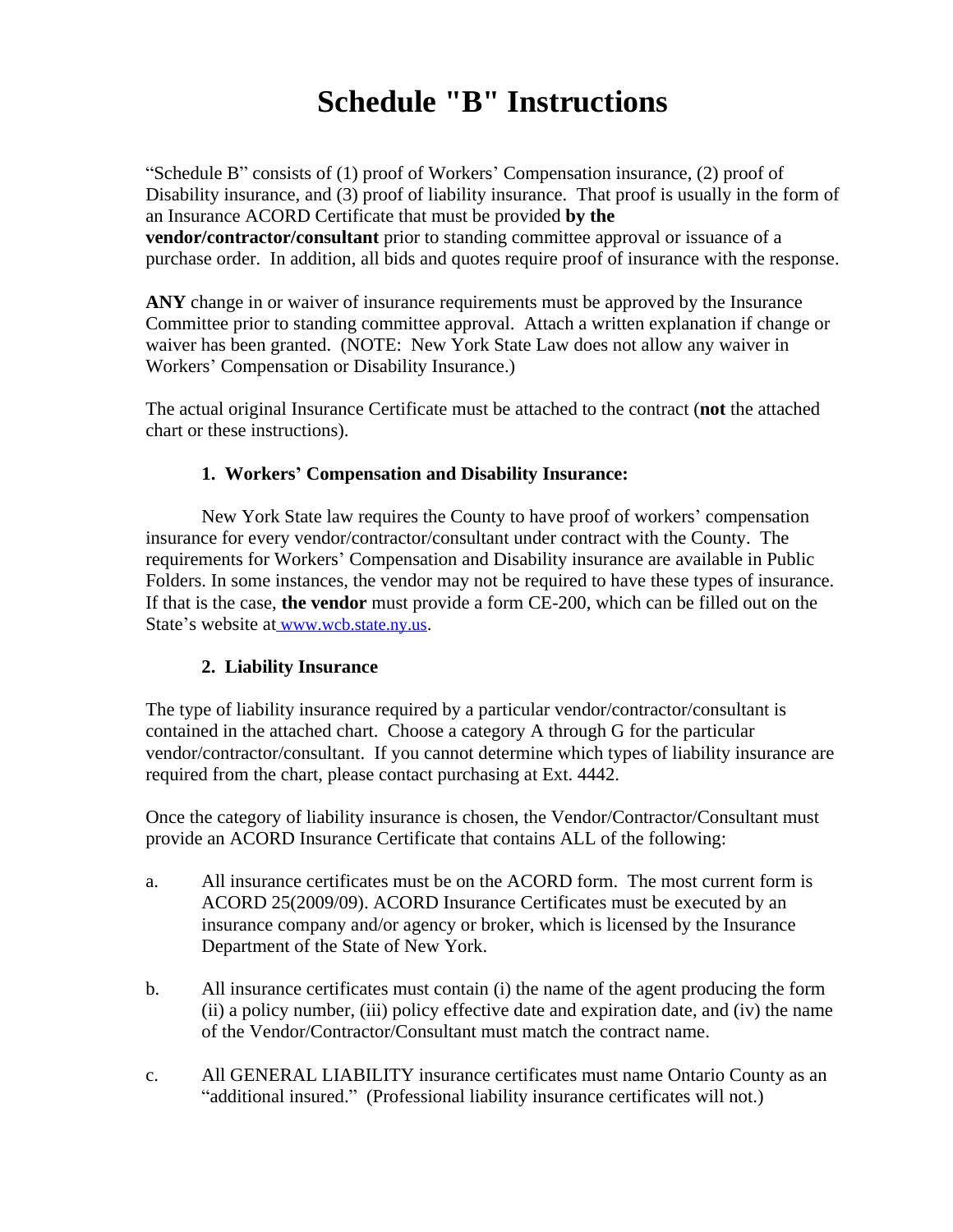# Schedule "B" Instructions

"Schedule B" consists of (1) proof of Workers' Compensation insurance, (2) proof of Disability insurance, and (3) proof of liability insurance. That proof is usually in the form of an Insurance ACORD Certificate that must be provided **by the vendor/contractor/consultant** prior to standing committee approval or issuance of a purchase order. In addition, all bids and quotes require proof of insurance with the response.

**ANY** change in or waiver of insurance requirements must be approved by the Insurance Committee prior to standing committee approval. Attach a written explanation if change or waiver has been granted. (NOTE: New York State Law does not allow any waiver in Workers' Compensation or Disability Insurance.)

The actual original Insurance Certificate must be attached to the contract (**not** the attached chart or these instructions).

**1. Workers' Compensation and Disability Insurance:**

New York State law requires the County to have proof of workers' compensation insurance for every vendor/contractor/consultant under contract with the County. The requirements for Workers' Compensation and Disability insurance are available in Public Folders. In some instances, the vendor may not be required to have these types of insurance. If that is the case, **the vendor** must provide a form CE-200, which can be filled out on the State's website at www.wcb.state.ny.us.

**2. Liability Insurance**

The type of liability insurance required by a particular vendor/contractor/consultant is contained in the attached chart. Choose a category A through G for the particular vendor/contractor/consultant. If you cannot determine which types of liability insurance are required from the chart, please contact purchasing at Ext. 4442.

Once the category of liability insurance is chosen, the Vendor/Contractor/Consultant must provide an ACORD Insurance Certificate that contains ALL of the following:

a. All insurance certificates must be on the ACORD form. The most current form is ACORD 25(2009/09). ACORD Insurance Certificates must be executed by an insurance company and/or agency or broker, which is licensed by the Insurance Department of the State of New York.

b. All insurance certificates must contain (i) the name of the agent producing the form (ii) a policy number, (iii) policy effective date and expiration date, and (iv) the name of the Vendor/Contractor/Consultant must match the contract name.

c. All GENERAL LIABILITY insurance certificates must name Ontario County as an "additional insured." (Professional liability insurance certificates will not.)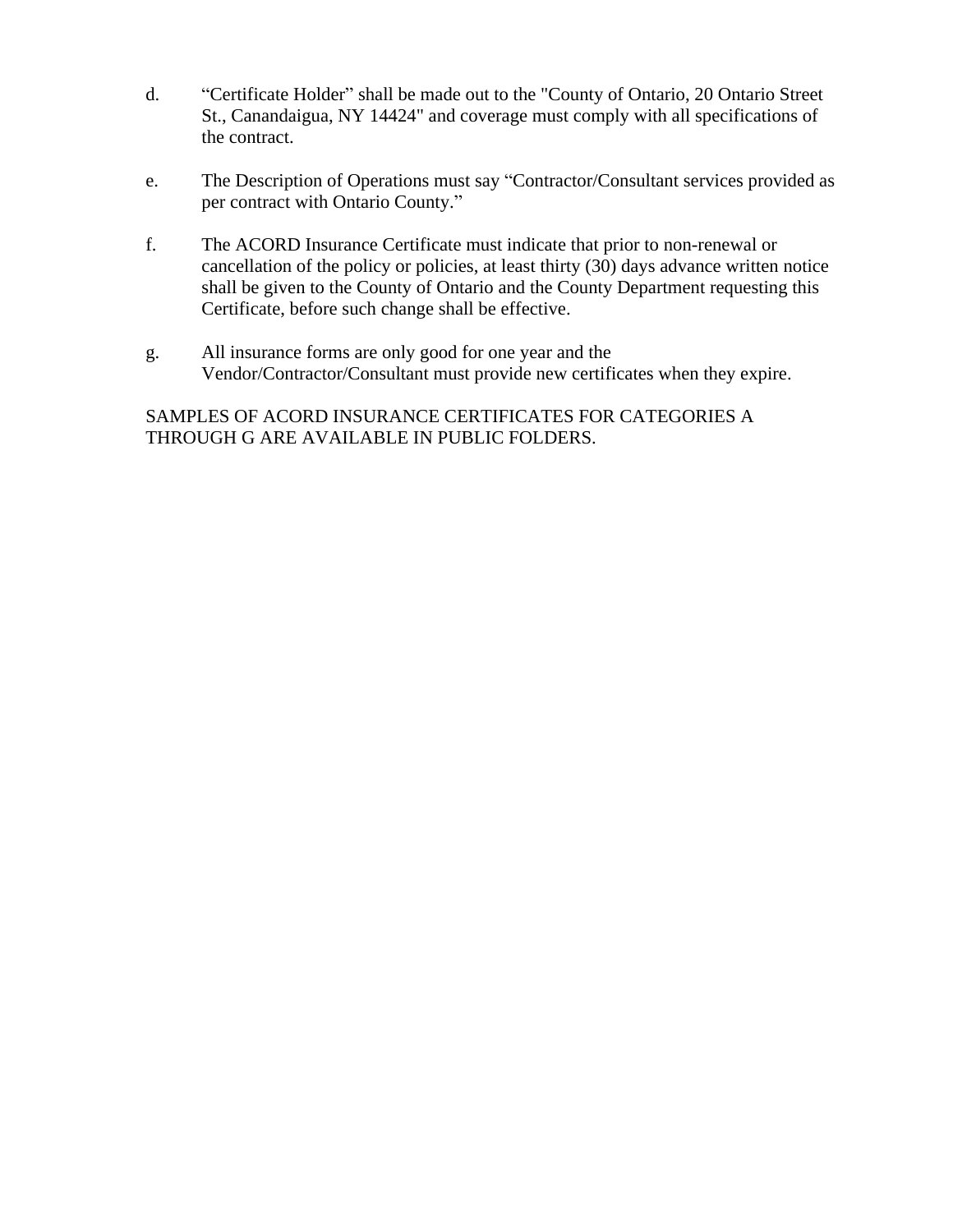d. “Certificate Holder” shall be made out to the "County of Ontario, 20 Ontario Street St., Canandaigua, NY 14424" and coverage must comply with all specifications of the contract.

e. The Description of Operations must say “Contractor/Consultant services provided as per contract with Ontario County.”

f. The ACORD Insurance Certificate must indicate that prior to non-renewal or cancellation of the policy or policies, at least thirty (30) days advance written notice shall be given to the County of Ontario and the County Department requesting this Certificate, before such change shall be effective.

g. All insurance forms are only good for one year and the Vendor/Contractor/Consultant must provide new certificates when they expire.

SAMPLES OF ACORD INSURANCE CERTIFICATES FOR CATEGORIES A THROUGH G ARE AVAILABLE IN PUBLIC FOLDERS.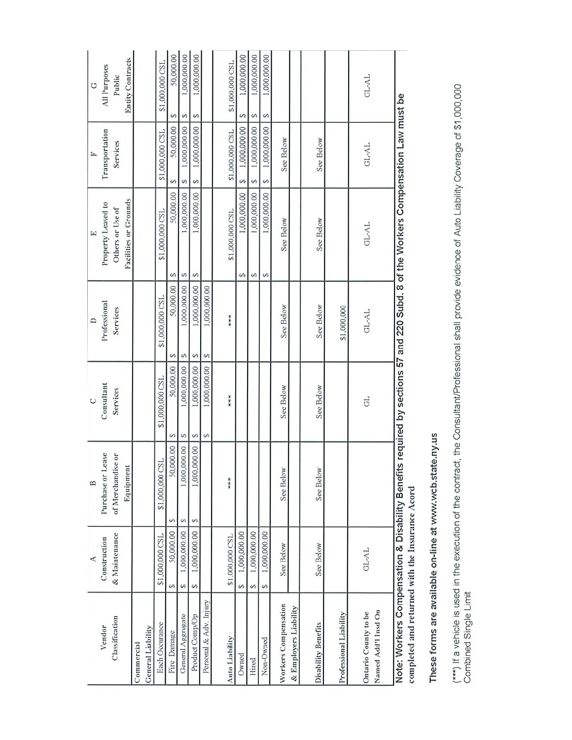| Vendor Classification | A Construction & Maintenance | B Purchase or Lease of Merchandise or Equipment | C Consultant Services | D Professional Services | E Property Leased to Others or Use of Facilities or Grounds | F Transportation Services | G All Purposes Public Entity Contracts |
|---|---|---|---|---|---|---|---|
| Commercial General Liability | | | | | | | |
| Each Occurance | $1,000,000 CSL | $1,000,000 CSL | $1,000,000 CSL | $1,000,000 CSL | $1,000,000 CSL | $1,000,000 CSL | $1,000,000 CSL |
| Fire Damage | $ 50,000.00 | $ 50,000.00 | $ 50,000.00 | $ 50,000.00 | $ 50,000.00 | $ 50,000.00 | $ 50,000.00 |
| General Aggregate | $ 1,000,000.00 | $ 1,000,000.00 | $ 1,000,000.00 | $ 1,000,000.00 | $ 1,000,000.00 | $ 1,000,000.00 | $ 1,000,000.00 |
| Product Comp/Op | $ 1,000,000.00 | $ 1,000,000.00 | $ 1,000,000.00 | $ 1,000,000.00 | $ 1,000,000.00 | $ 1,000,000.00 | $ 1,000,000.00 |
| Personal & Adv. Injury | | | $ 1,000,000.00 | $ 1,000,000.00 | | | |
| Auto Liability | $1,000,000 CSL | *** | *** | *** | $1,000,000 CSL | $1,000,000 CSL | $1,000,000 CSL |
| Owned | $ 1,000,000.00 | | | | $ 1,000,000.00 | $ 1,000,000.00 | $ 1,000,000.00 |
| Hired | $ 1,000,000.00 | | | | $ 1,000,000.00 | $ 1,000,000.00 | $ 1,000,000.00 |
| Non-Owned | $ 1,000,000.00 | | | | $ 1,000,000.00 | $ 1,000,000.00 | $ 1,000,000.00 |
| Workers Compensation & Employers Liability | See Below | See Below | See Below | See Below | See Below | See Below | |
| Disability Benefits | See Below | See Below | See Below | See Below | See Below | See Below | |
| Professional Liability | | | | $1,000,000 | | | |
| Ontario County to be Named Add'l Insd On | GL-AL | | GL | GL-AL | GL-AL | GL-AL | GL-AL |

**Note: Workers Compensation & Disability Benefits required by sections 57 and 220 Subd. 8 of the Workers Compensation Law must be completed and returned with the Insurance Acord**

**These forms are available on-line at www.wcb.state.ny.us**

(***) If a vehicle is used in the execution of the contract, the Consultant/Professional shall provide evidence of Auto Liability Coverage of $1,000,000 Combined Single Limit